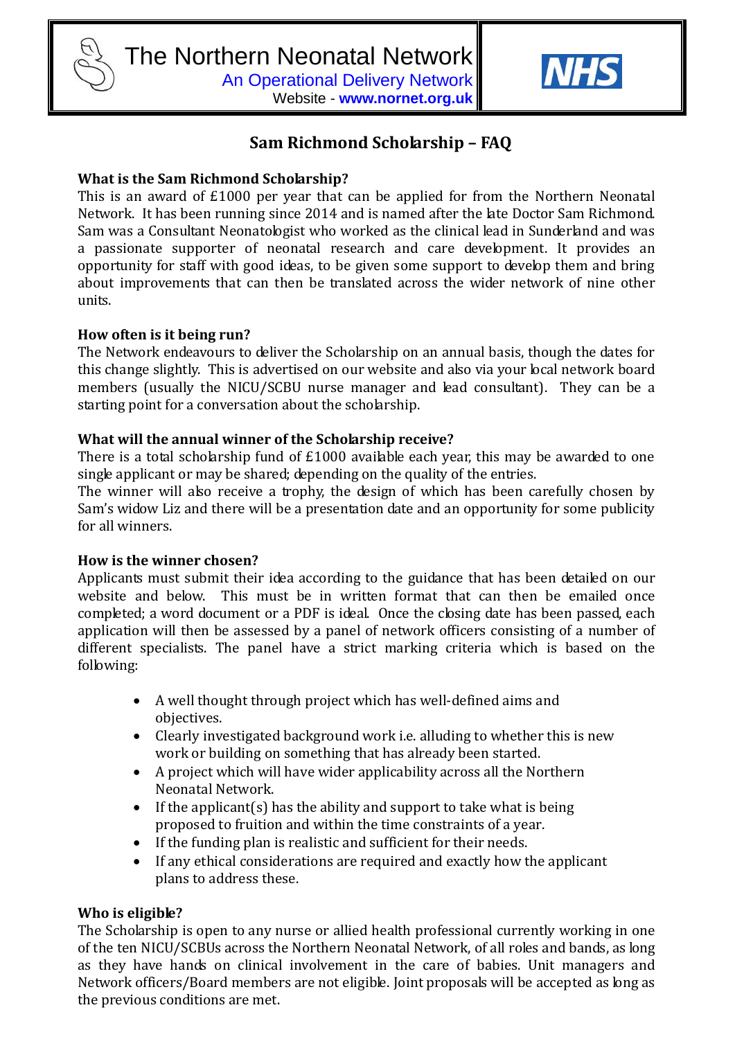The Northern Neonatal Network
An Operational Delivery Network
Website - **www.nornet.org.uk**

NHS

# Sam Richmond Scholarship – FAQ

**What is the Sam Richmond Scholarship?**
This is an award of £1000 per year that can be applied for from the Northern Neonatal Network. It has been running since 2014 and is named after the late Doctor Sam Richmond. Sam was a Consultant Neonatologist who worked as the clinical lead in Sunderland and was a passionate supporter of neonatal research and care development. It provides an opportunity for staff with good ideas, to be given some support to develop them and bring about improvements that can then be translated across the wider network of nine other units.

**How often is it being run?**
The Network endeavours to deliver the Scholarship on an annual basis, though the dates for this change slightly. This is advertised on our website and also via your local network board members (usually the NICU/SCBU nurse manager and lead consultant). They can be a starting point for a conversation about the scholarship.

**What will the annual winner of the Scholarship receive?**
There is a total scholarship fund of £1000 available each year, this may be awarded to one single applicant or may be shared; depending on the quality of the entries.
The winner will also receive a trophy, the design of which has been carefully chosen by Sam's widow Liz and there will be a presentation date and an opportunity for some publicity for all winners.

**How is the winner chosen?**
Applicants must submit their idea according to the guidance that has been detailed on our website and below. This must be in written format that can then be emailed once completed; a word document or a PDF is ideal. Once the closing date has been passed, each application will then be assessed by a panel of network officers consisting of a number of different specialists. The panel have a strict marking criteria which is based on the following:

- A well thought through project which has well-defined aims and objectives.
- Clearly investigated background work i.e. alluding to whether this is new work or building on something that has already been started.
- A project which will have wider applicability across all the Northern Neonatal Network.
- If the applicant(s) has the ability and support to take what is being proposed to fruition and within the time constraints of a year.
- If the funding plan is realistic and sufficient for their needs.
- If any ethical considerations are required and exactly how the applicant plans to address these.

**Who is eligible?**
The Scholarship is open to any nurse or allied health professional currently working in one of the ten NICU/SCBUs across the Northern Neonatal Network, of all roles and bands, as long as they have hands on clinical involvement in the care of babies. Unit managers and Network officers/Board members are not eligible. Joint proposals will be accepted as long as the previous conditions are met.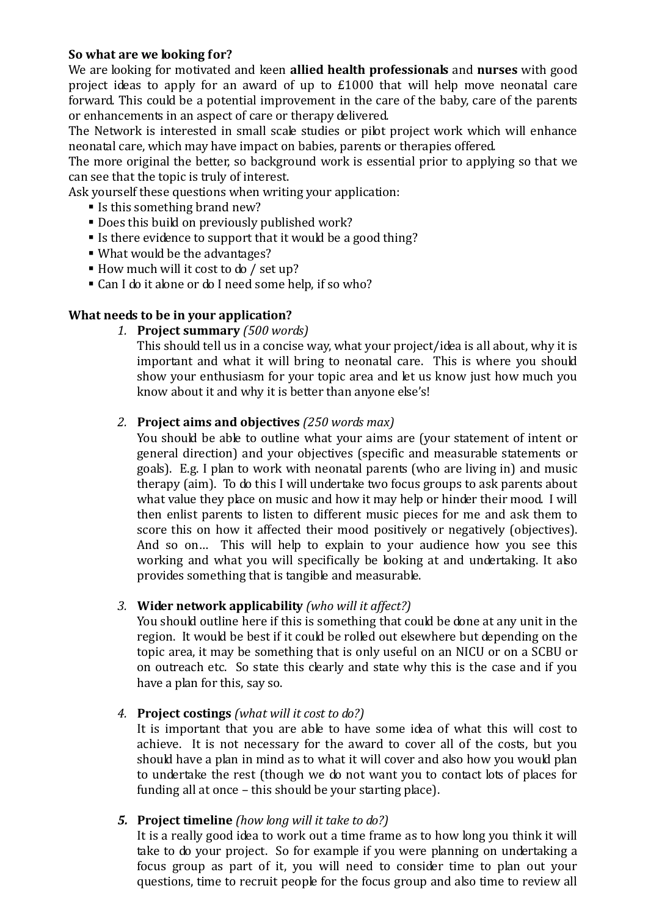**So what are we looking for?**

We are looking for motivated and keen **allied health professionals** and **nurses** with good project ideas to apply for an award of up to £1000 that will help move neonatal care forward. This could be a potential improvement in the care of the baby, care of the parents or enhancements in an aspect of care or therapy delivered.

The Network is interested in small scale studies or pilot project work which will enhance neonatal care, which may have impact on babies, parents or therapies offered.

The more original the better, so background work is essential prior to applying so that we can see that the topic is truly of interest.

Ask yourself these questions when writing your application:

- Is this something brand new?
- Does this build on previously published work?
- Is there evidence to support that it would be a good thing?
- What would be the advantages?
- How much will it cost to do / set up?
- Can I do it alone or do I need some help, if so who?

**What needs to be in your application?**

1. **Project summary** *(500 words)*
   This should tell us in a concise way, what your project/idea is all about, why it is important and what it will bring to neonatal care. This is where you should show your enthusiasm for your topic area and let us know just how much you know about it and why it is better than anyone else's!

2. **Project aims and objectives** *(250 words max)*
   You should be able to outline what your aims are (your statement of intent or general direction) and your objectives (specific and measurable statements or goals). E.g. I plan to work with neonatal parents (who are living in) and music therapy (aim). To do this I will undertake two focus groups to ask parents about what value they place on music and how it may help or hinder their mood. I will then enlist parents to listen to different music pieces for me and ask them to score this on how it affected their mood positively or negatively (objectives). And so on… This will help to explain to your audience how you see this working and what you will specifically be looking at and undertaking. It also provides something that is tangible and measurable.

3. **Wider network applicability** *(who will it affect?)*
   You should outline here if this is something that could be done at any unit in the region. It would be best if it could be rolled out elsewhere but depending on the topic area, it may be something that is only useful on an NICU or on a SCBU or on outreach etc. So state this clearly and state why this is the case and if you have a plan for this, say so.

4. **Project costings** *(what will it cost to do?)*
   It is important that you are able to have some idea of what this will cost to achieve. It is not necessary for the award to cover all of the costs, but you should have a plan in mind as to what it will cover and also how you would plan to undertake the rest (though we do not want you to contact lots of places for funding all at once – this should be your starting place).

5. **Project timeline** *(how long will it take to do?)*
   It is a really good idea to work out a time frame as to how long you think it will take to do your project. So for example if you were planning on undertaking a focus group as part of it, you will need to consider time to plan out your questions, time to recruit people for the focus group and also time to review all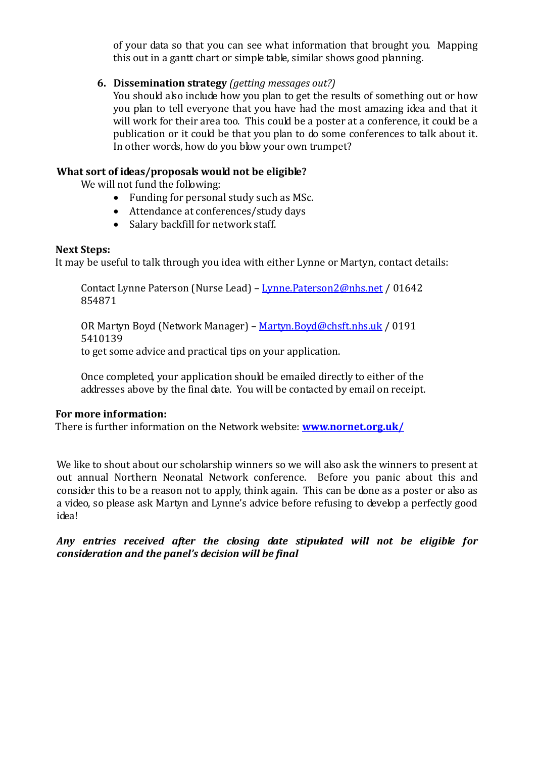of your data so that you can see what information that brought you. Mapping this out in a gantt chart or simple table, similar shows good planning.

6. **Dissemination strategy** *(getting messages out?)*
   You should also include how you plan to get the results of something out or how you plan to tell everyone that you have had the most amazing idea and that it will work for their area too. This could be a poster at a conference, it could be a publication or it could be that you plan to do some conferences to talk about it. In other words, how do you blow your own trumpet?

**What sort of ideas/proposals would not be eligible?**

We will not fund the following:

- Funding for personal study such as MSc.
- Attendance at conferences/study days
- Salary backfill for network staff.

**Next Steps:**

It may be useful to talk through you idea with either Lynne or Martyn, contact details:

Contact Lynne Paterson (Nurse Lead) – [Lynne.Paterson2@nhs.net](mailto:Lynne.Paterson2@nhs.net) / 01642 854871

OR Martyn Boyd (Network Manager) – [Martyn.Boyd@chsft.nhs.uk](mailto:Martyn.Boyd@chsft.nhs.uk) / 0191 5410139
to get some advice and practical tips on your application.

Once completed, your application should be emailed directly to either of the addresses above by the final date. You will be contacted by email on receipt.

**For more information:**

There is further information on the Network website: **[www.nornet.org.uk/](http://www.nornet.org.uk/)**

We like to shout about our scholarship winners so we will also ask the winners to present at out annual Northern Neonatal Network conference. Before you panic about this and consider this to be a reason not to apply, think again. This can be done as a poster or also as a video, so please ask Martyn and Lynne's advice before refusing to develop a perfectly good idea!

***Any entries received after the closing date stipulated will not be eligible for consideration and the panel's decision will be final***